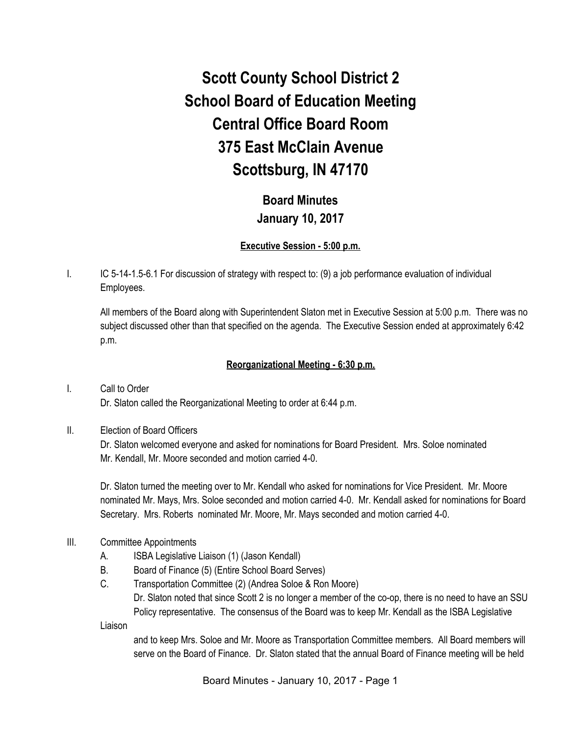# Scott County School District 2
# School Board of Education Meeting
# Central Office Board Room
# 375 East McClain Avenue
# Scottsburg, IN 47170

## Board Minutes
## January 10, 2017

**Executive Session - 5:00 p.m.**

I. IC 5-14-1.5-6.1 For discussion of strategy with respect to: (9) a job performance evaluation of individual Employees.

All members of the Board along with Superintendent Slaton met in Executive Session at 5:00 p.m. There was no subject discussed other than that specified on the agenda. The Executive Session ended at approximately 6:42 p.m.

**Reorganizational Meeting - 6:30 p.m.**

I. Call to Order
Dr. Slaton called the Reorganizational Meeting to order at 6:44 p.m.

II. Election of Board Officers
Dr. Slaton welcomed everyone and asked for nominations for Board President. Mrs. Soloe nominated Mr. Kendall, Mr. Moore seconded and motion carried 4-0.

Dr. Slaton turned the meeting over to Mr. Kendall who asked for nominations for Vice President. Mr. Moore nominated Mr. Mays, Mrs. Soloe seconded and motion carried 4-0. Mr. Kendall asked for nominations for Board Secretary. Mrs. Roberts nominated Mr. Moore, Mr. Mays seconded and motion carried 4-0.

III. Committee Appointments
   A. ISBA Legislative Liaison (1) (Jason Kendall)
   B. Board of Finance (5) (Entire School Board Serves)
   C. Transportation Committee (2) (Andrea Soloe & Ron Moore)
   Dr. Slaton noted that since Scott 2 is no longer a member of the co-op, there is no need to have an SSU Policy representative. The consensus of the Board was to keep Mr. Kendall as the ISBA Legislative Liaison and to keep Mrs. Soloe and Mr. Moore as Transportation Committee members. All Board members will serve on the Board of Finance. Dr. Slaton stated that the annual Board of Finance meeting will be held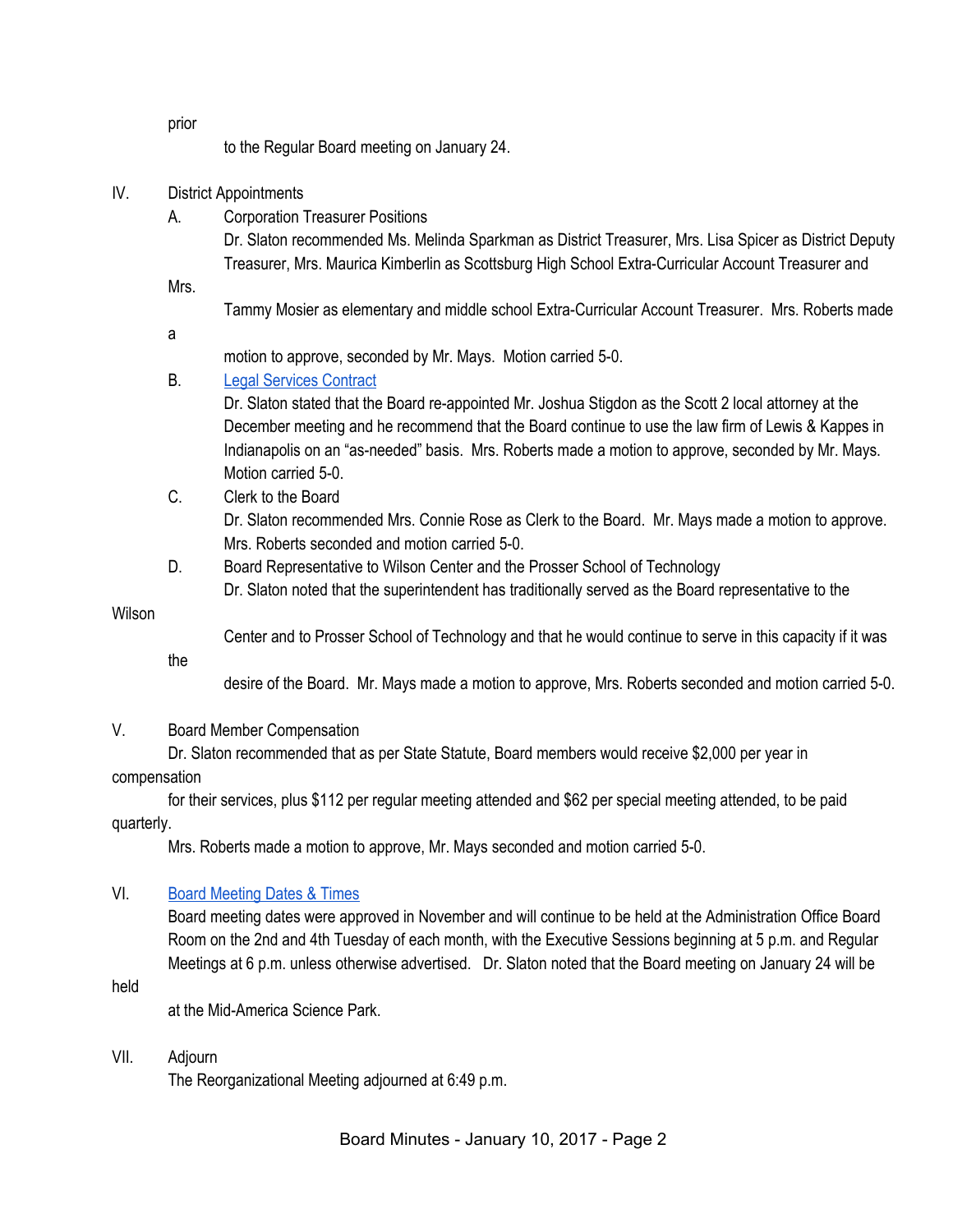prior to the Regular Board meeting on January 24.

IV. District Appointments

A. Corporation Treasurer Positions

Dr. Slaton recommended Ms. Melinda Sparkman as District Treasurer, Mrs. Lisa Spicer as District Deputy Treasurer, Mrs. Maurica Kimberlin as Scottsburg High School Extra-Curricular Account Treasurer and Mrs. Tammy Mosier as elementary and middle school Extra-Curricular Account Treasurer. Mrs. Roberts made a motion to approve, seconded by Mr. Mays. Motion carried 5-0.

B. Legal Services Contract

Dr. Slaton stated that the Board re-appointed Mr. Joshua Stigdon as the Scott 2 local attorney at the December meeting and he recommend that the Board continue to use the law firm of Lewis & Kappes in Indianapolis on an "as-needed" basis. Mrs. Roberts made a motion to approve, seconded by Mr. Mays. Motion carried 5-0.

C. Clerk to the Board

Dr. Slaton recommended Mrs. Connie Rose as Clerk to the Board. Mr. Mays made a motion to approve. Mrs. Roberts seconded and motion carried 5-0.

D. Board Representative to Wilson Center and the Prosser School of Technology

Dr. Slaton noted that the superintendent has traditionally served as the Board representative to the Wilson Center and to Prosser School of Technology and that he would continue to serve in this capacity if it was the desire of the Board. Mr. Mays made a motion to approve, Mrs. Roberts seconded and motion carried 5-0.

V. Board Member Compensation

Dr. Slaton recommended that as per State Statute, Board members would receive $2,000 per year in compensation for their services, plus $112 per regular meeting attended and $62 per special meeting attended, to be paid quarterly.

Mrs. Roberts made a motion to approve, Mr. Mays seconded and motion carried 5-0.

VI. Board Meeting Dates & Times

Board meeting dates were approved in November and will continue to be held at the Administration Office Board Room on the 2nd and 4th Tuesday of each month, with the Executive Sessions beginning at 5 p.m. and Regular Meetings at 6 p.m. unless otherwise advertised. Dr. Slaton noted that the Board meeting on January 24 will be held at the Mid-America Science Park.

VII. Adjourn

The Reorganizational Meeting adjourned at 6:49 p.m.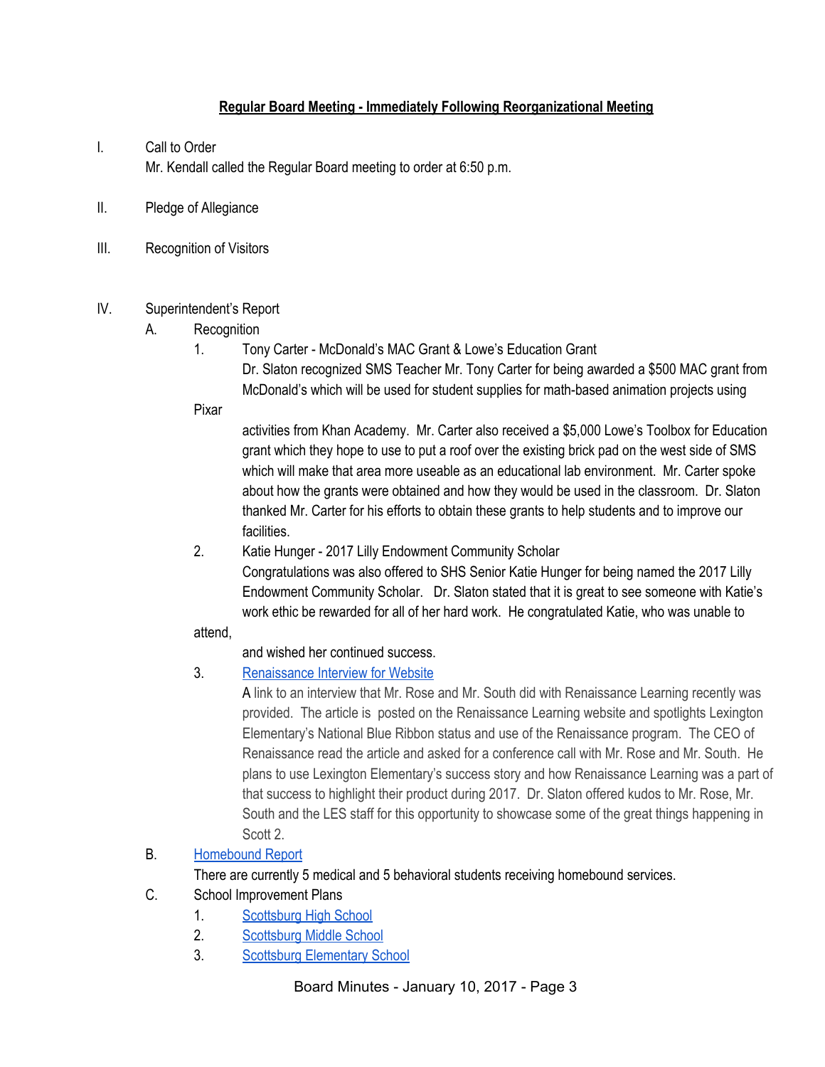**Regular Board Meeting - Immediately Following Reorganizational Meeting**

I. Call to Order

Mr. Kendall called the Regular Board meeting to order at 6:50 p.m.

II. Pledge of Allegiance

III. Recognition of Visitors

IV. Superintendent's Report

A. Recognition

1. Tony Carter - McDonald's MAC Grant & Lowe's Education Grant

Dr. Slaton recognized SMS Teacher Mr. Tony Carter for being awarded a $500 MAC grant from McDonald's which will be used for student supplies for math-based animation projects using Pixar activities from Khan Academy. Mr. Carter also received a $5,000 Lowe's Toolbox for Education grant which they hope to use to put a roof over the existing brick pad on the west side of SMS which will make that area more useable as an educational lab environment. Mr. Carter spoke about how the grants were obtained and how they would be used in the classroom. Dr. Slaton thanked Mr. Carter for his efforts to obtain these grants to help students and to improve our facilities.

2. Katie Hunger - 2017 Lilly Endowment Community Scholar

Congratulations was also offered to SHS Senior Katie Hunger for being named the 2017 Lilly Endowment Community Scholar. Dr. Slaton stated that it is great to see someone with Katie's work ethic be rewarded for all of her hard work. He congratulated Katie, who was unable to attend, and wished her continued success.

3. Renaissance Interview for Website

A link to an interview that Mr. Rose and Mr. South did with Renaissance Learning recently was provided. The article is posted on the Renaissance Learning website and spotlights Lexington Elementary's National Blue Ribbon status and use of the Renaissance program. The CEO of Renaissance read the article and asked for a conference call with Mr. Rose and Mr. South. He plans to use Lexington Elementary's success story and how Renaissance Learning was a part of that success to highlight their product during 2017. Dr. Slaton offered kudos to Mr. Rose, Mr. South and the LES staff for this opportunity to showcase some of the great things happening in Scott 2.

B. Homebound Report

There are currently 5 medical and 5 behavioral students receiving homebound services.

C. School Improvement Plans

1. Scottsburg High School
2. Scottsburg Middle School
3. Scottsburg Elementary School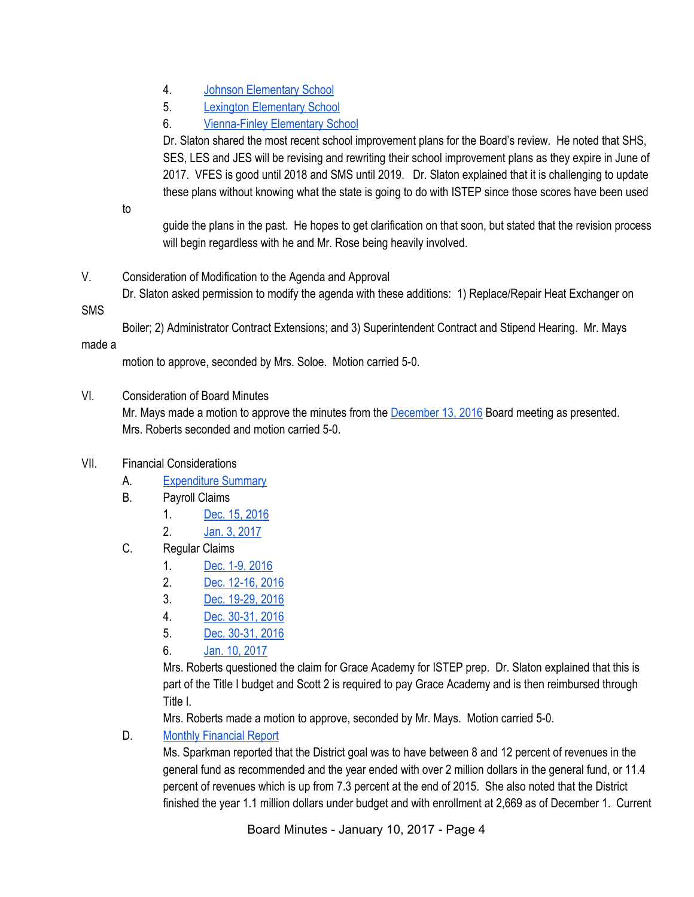4. Johnson Elementary School
5. Lexington Elementary School
6. Vienna-Finley Elementary School

Dr. Slaton shared the most recent school improvement plans for the Board's review. He noted that SHS, SES, LES and JES will be revising and rewriting their school improvement plans as they expire in June of 2017. VFES is good until 2018 and SMS until 2019. Dr. Slaton explained that it is challenging to update these plans without knowing what the state is going to do with ISTEP since those scores have been used to guide the plans in the past. He hopes to get clarification on that soon, but stated that the revision process will begin regardless with he and Mr. Rose being heavily involved.

V. Consideration of Modification to the Agenda and Approval

Dr. Slaton asked permission to modify the agenda with these additions: 1) Replace/Repair Heat Exchanger on SMS Boiler; 2) Administrator Contract Extensions; and 3) Superintendent Contract and Stipend Hearing. Mr. Mays made a motion to approve, seconded by Mrs. Soloe. Motion carried 5-0.

VI. Consideration of Board Minutes

Mr. Mays made a motion to approve the minutes from the December 13, 2016 Board meeting as presented. Mrs. Roberts seconded and motion carried 5-0.

VII. Financial Considerations

A. Expenditure Summary

B. Payroll Claims
1. Dec. 15, 2016
2. Jan. 3, 2017

C. Regular Claims
1. Dec. 1-9, 2016
2. Dec. 12-16, 2016
3. Dec. 19-29, 2016
4. Dec. 30-31, 2016
5. Dec. 30-31, 2016
6. Jan. 10, 2017

Mrs. Roberts questioned the claim for Grace Academy for ISTEP prep. Dr. Slaton explained that this is part of the Title I budget and Scott 2 is required to pay Grace Academy and is then reimbursed through Title I.

Mrs. Roberts made a motion to approve, seconded by Mr. Mays. Motion carried 5-0.

D. Monthly Financial Report

Ms. Sparkman reported that the District goal was to have between 8 and 12 percent of revenues in the general fund as recommended and the year ended with over 2 million dollars in the general fund, or 11.4 percent of revenues which is up from 7.3 percent at the end of 2015. She also noted that the District finished the year 1.1 million dollars under budget and with enrollment at 2,669 as of December 1. Current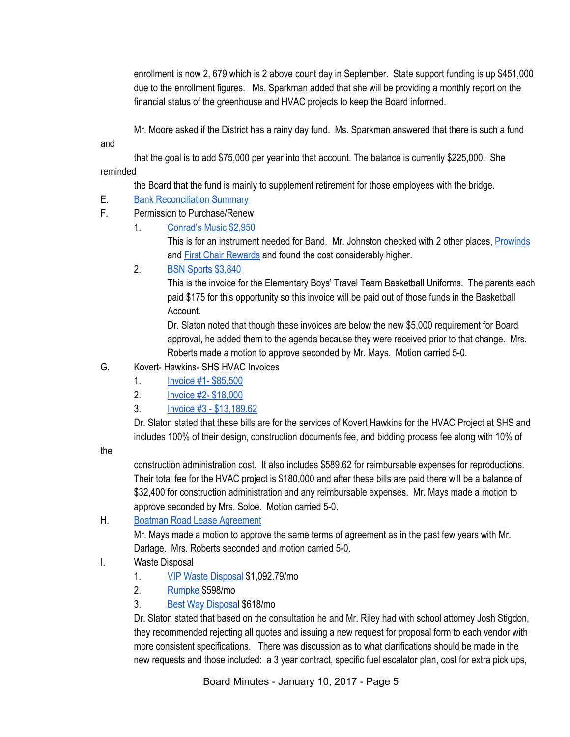enrollment is now 2, 679 which is 2 above count day in September. State support funding is up $451,000 due to the enrollment figures. Ms. Sparkman added that she will be providing a monthly report on the financial status of the greenhouse and HVAC projects to keep the Board informed.

Mr. Moore asked if the District has a rainy day fund. Ms. Sparkman answered that there is such a fund and that the goal is to add $75,000 per year into that account. The balance is currently $225,000. She reminded the Board that the fund is mainly to supplement retirement for those employees with the bridge.

E. Bank Reconciliation Summary

F. Permission to Purchase/Renew

1. Conrad's Music $2,950

   This is for an instrument needed for Band. Mr. Johnston checked with 2 other places, Prowinds and First Chair Rewards and found the cost considerably higher.

2. BSN Sports $3,840

   This is the invoice for the Elementary Boys' Travel Team Basketball Uniforms. The parents each paid $175 for this opportunity so this invoice will be paid out of those funds in the Basketball Account.

   Dr. Slaton noted that though these invoices are below the new $5,000 requirement for Board approval, he added them to the agenda because they were received prior to that change. Mrs. Roberts made a motion to approve seconded by Mr. Mays. Motion carried 5-0.

G. Kovert- Hawkins- SHS HVAC Invoices

1. Invoice #1- $85,500
2. Invoice #2- $18,000
3. Invoice #3 - $13,189.62

Dr. Slaton stated that these bills are for the services of Kovert Hawkins for the HVAC Project at SHS and includes 100% of their design, construction documents fee, and bidding process fee along with 10% of the construction administration cost. It also includes $589.62 for reimbursable expenses for reproductions. Their total fee for the HVAC project is $180,000 and after these bills are paid there will be a balance of $32,400 for construction administration and any reimbursable expenses. Mr. Mays made a motion to approve seconded by Mrs. Soloe. Motion carried 5-0.

H. Boatman Road Lease Agreement

Mr. Mays made a motion to approve the same terms of agreement as in the past few years with Mr. Darlage. Mrs. Roberts seconded and motion carried 5-0.

I. Waste Disposal

1. VIP Waste Disposal $1,092.79/mo
2. Rumpke $598/mo
3. Best Way Disposal $618/mo

Dr. Slaton stated that based on the consultation he and Mr. Riley had with school attorney Josh Stigdon, they recommended rejecting all quotes and issuing a new request for proposal form to each vendor with more consistent specifications. There was discussion as to what clarifications should be made in the new requests and those included: a 3 year contract, specific fuel escalator plan, cost for extra pick ups,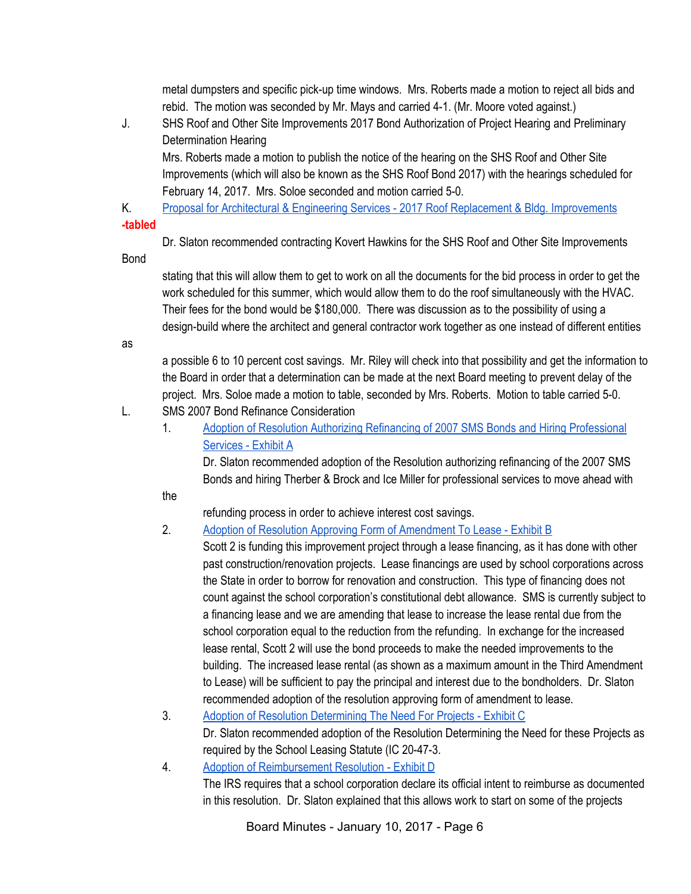metal dumpsters and specific pick-up time windows. Mrs. Roberts made a motion to reject all bids and rebid. The motion was seconded by Mr. Mays and carried 4-1. (Mr. Moore voted against.)

J. SHS Roof and Other Site Improvements 2017 Bond Authorization of Project Hearing and Preliminary Determination Hearing

Mrs. Roberts made a motion to publish the notice of the hearing on the SHS Roof and Other Site Improvements (which will also be known as the SHS Roof Bond 2017) with the hearings scheduled for February 14, 2017. Mrs. Soloe seconded and motion carried 5-0.

K. Proposal for Architectural & Engineering Services - 2017 Roof Replacement & Bldg. Improvements

**-tabled**

Dr. Slaton recommended contracting Kovert Hawkins for the SHS Roof and Other Site Improvements Bond stating that this will allow them to get to work on all the documents for the bid process in order to get the work scheduled for this summer, which would allow them to do the roof simultaneously with the HVAC. Their fees for the bond would be $180,000. There was discussion as to the possibility of using a design-build where the architect and general contractor work together as one instead of different entities as a possible 6 to 10 percent cost savings. Mr. Riley will check into that possibility and get the information to the Board in order that a determination can be made at the next Board meeting to prevent delay of the project. Mrs. Soloe made a motion to table, seconded by Mrs. Roberts. Motion to table carried 5-0.

L. SMS 2007 Bond Refinance Consideration

1. Adoption of Resolution Authorizing Refinancing of 2007 SMS Bonds and Hiring Professional Services - Exhibit A

   Dr. Slaton recommended adoption of the Resolution authorizing refinancing of the 2007 SMS Bonds and hiring Therber & Brock and Ice Miller for professional services to move ahead with the refunding process in order to achieve interest cost savings.

2. Adoption of Resolution Approving Form of Amendment To Lease - Exhibit B

   Scott 2 is funding this improvement project through a lease financing, as it has done with other past construction/renovation projects. Lease financings are used by school corporations across the State in order to borrow for renovation and construction. This type of financing does not count against the school corporation's constitutional debt allowance. SMS is currently subject to a financing lease and we are amending that lease to increase the lease rental due from the school corporation equal to the reduction from the refunding. In exchange for the increased lease rental, Scott 2 will use the bond proceeds to make the needed improvements to the building. The increased lease rental (as shown as a maximum amount in the Third Amendment to Lease) will be sufficient to pay the principal and interest due to the bondholders. Dr. Slaton recommended adoption of the resolution approving form of amendment to lease.

3. Adoption of Resolution Determining The Need For Projects - Exhibit C

   Dr. Slaton recommended adoption of the Resolution Determining the Need for these Projects as required by the School Leasing Statute (IC 20-47-3.

4. Adoption of Reimbursement Resolution - Exhibit D

   The IRS requires that a school corporation declare its official intent to reimburse as documented in this resolution. Dr. Slaton explained that this allows work to start on some of the projects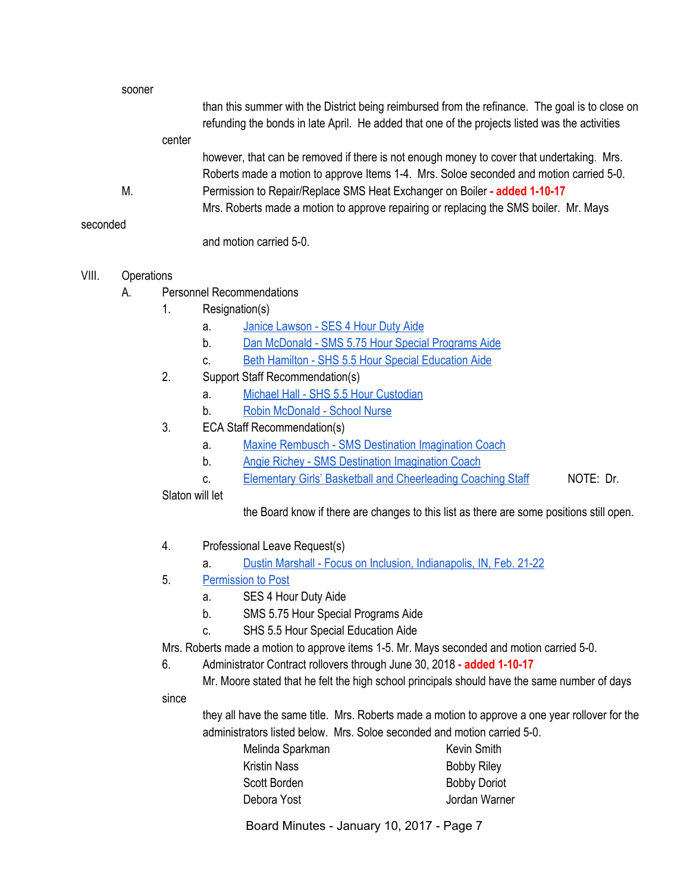sooner than this summer with the District being reimbursed from the refinance. The goal is to close on refunding the bonds in late April. He added that one of the projects listed was the activities center however, that can be removed if there is not enough money to cover that undertaking. Mrs. Roberts made a motion to approve Items 1-4. Mrs. Soloe seconded and motion carried 5-0.

M. Permission to Repair/Replace SMS Heat Exchanger on Boiler **- added 1-10-17**

Mrs. Roberts made a motion to approve repairing or replacing the SMS boiler. Mr. Mays seconded and motion carried 5-0.

VIII. Operations

A. Personnel Recommendations

1. Resignation(s)
   a. Janice Lawson - SES 4 Hour Duty Aide
   b. Dan McDonald - SMS 5.75 Hour Special Programs Aide
   c. Beth Hamilton - SHS 5.5 Hour Special Education Aide
2. Support Staff Recommendation(s)
   a. Michael Hall - SHS 5.5 Hour Custodian
   b. Robin McDonald - School Nurse
3. ECA Staff Recommendation(s)
   a. Maxine Rembusch - SMS Destination Imagination Coach
   b. Angie Richey - SMS Destination Imagination Coach
   c. Elementary Girls' Basketball and Cheerleading Coaching Staff NOTE: Dr. Slaton will let the Board know if there are changes to this list as there are some positions still open.
4. Professional Leave Request(s)
   a. Dustin Marshall - Focus on Inclusion, Indianapolis, IN, Feb. 21-22
5. Permission to Post
   a. SES 4 Hour Duty Aide
   b. SMS 5.75 Hour Special Programs Aide
   c. SHS 5.5 Hour Special Education Aide

Mrs. Roberts made a motion to approve items 1-5. Mr. Mays seconded and motion carried 5-0.

6. Administrator Contract rollovers through June 30, 2018 **- added 1-10-17**

   Mr. Moore stated that he felt the high school principals should have the same number of days since they all have the same title. Mrs. Roberts made a motion to approve a one year rollover for the administrators listed below. Mrs. Soloe seconded and motion carried 5-0.

| | |
|---|---|
| Melinda Sparkman | Kevin Smith |
| Kristin Nass | Bobby Riley |
| Scott Borden | Bobby Doriot |
| Debora Yost | Jordan Warner |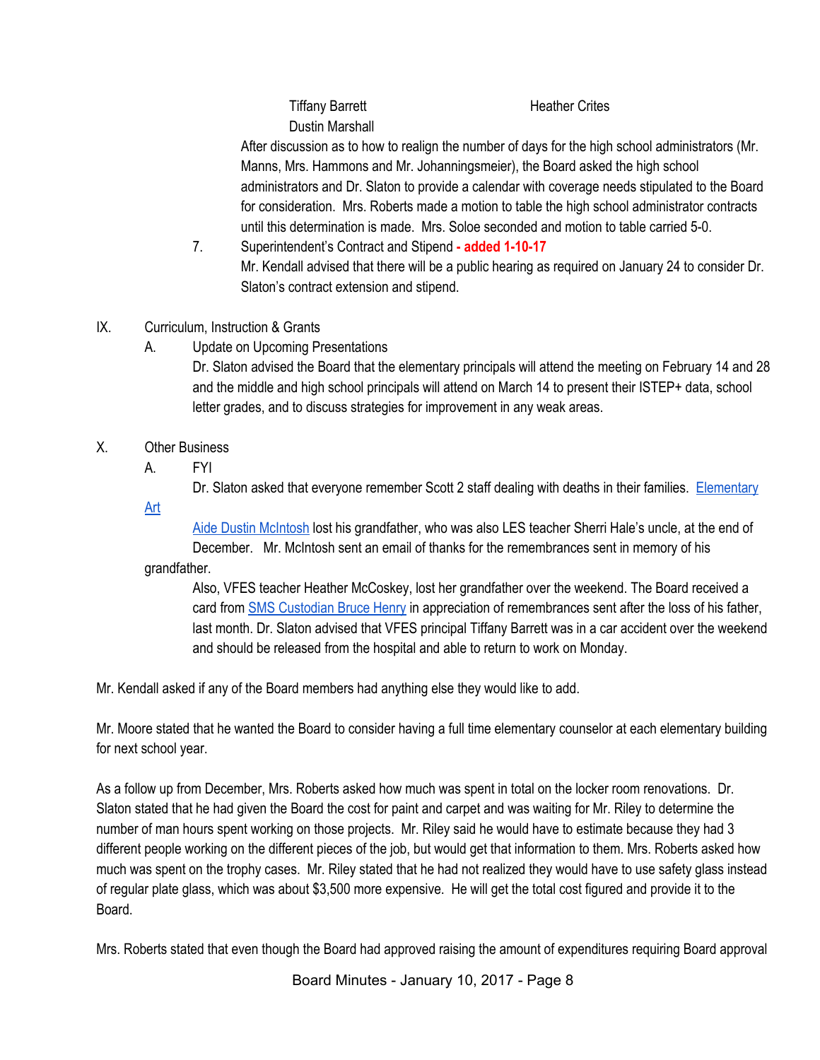Tiffany Barrett Heather Crites

Dustin Marshall

After discussion as to how to realign the number of days for the high school administrators (Mr. Manns, Mrs. Hammons and Mr. Johanningsmeier), the Board asked the high school administrators and Dr. Slaton to provide a calendar with coverage needs stipulated to the Board for consideration. Mrs. Roberts made a motion to table the high school administrator contracts until this determination is made. Mrs. Soloe seconded and motion to table carried 5-0.

7. Superintendent's Contract and Stipend **- added 1-10-17**

Mr. Kendall advised that there will be a public hearing as required on January 24 to consider Dr. Slaton's contract extension and stipend.

IX. Curriculum, Instruction & Grants

A. Update on Upcoming Presentations

Dr. Slaton advised the Board that the elementary principals will attend the meeting on February 14 and 28 and the middle and high school principals will attend on March 14 to present their ISTEP+ data, school letter grades, and to discuss strategies for improvement in any weak areas.

X. Other Business

A. FYI

Dr. Slaton asked that everyone remember Scott 2 staff dealing with deaths in their families. Elementary Art Aide Dustin McIntosh lost his grandfather, who was also LES teacher Sherri Hale's uncle, at the end of December. Mr. McIntosh sent an email of thanks for the remembrances sent in memory of his grandfather.

Also, VFES teacher Heather McCoskey, lost her grandfather over the weekend. The Board received a card from SMS Custodian Bruce Henry in appreciation of remembrances sent after the loss of his father, last month. Dr. Slaton advised that VFES principal Tiffany Barrett was in a car accident over the weekend and should be released from the hospital and able to return to work on Monday.

Mr. Kendall asked if any of the Board members had anything else they would like to add.

Mr. Moore stated that he wanted the Board to consider having a full time elementary counselor at each elementary building for next school year.

As a follow up from December, Mrs. Roberts asked how much was spent in total on the locker room renovations. Dr. Slaton stated that he had given the Board the cost for paint and carpet and was waiting for Mr. Riley to determine the number of man hours spent working on those projects. Mr. Riley said he would have to estimate because they had 3 different people working on the different pieces of the job, but would get that information to them. Mrs. Roberts asked how much was spent on the trophy cases. Mr. Riley stated that he had not realized they would have to use safety glass instead of regular plate glass, which was about $3,500 more expensive. He will get the total cost figured and provide it to the Board.

Mrs. Roberts stated that even though the Board had approved raising the amount of expenditures requiring Board approval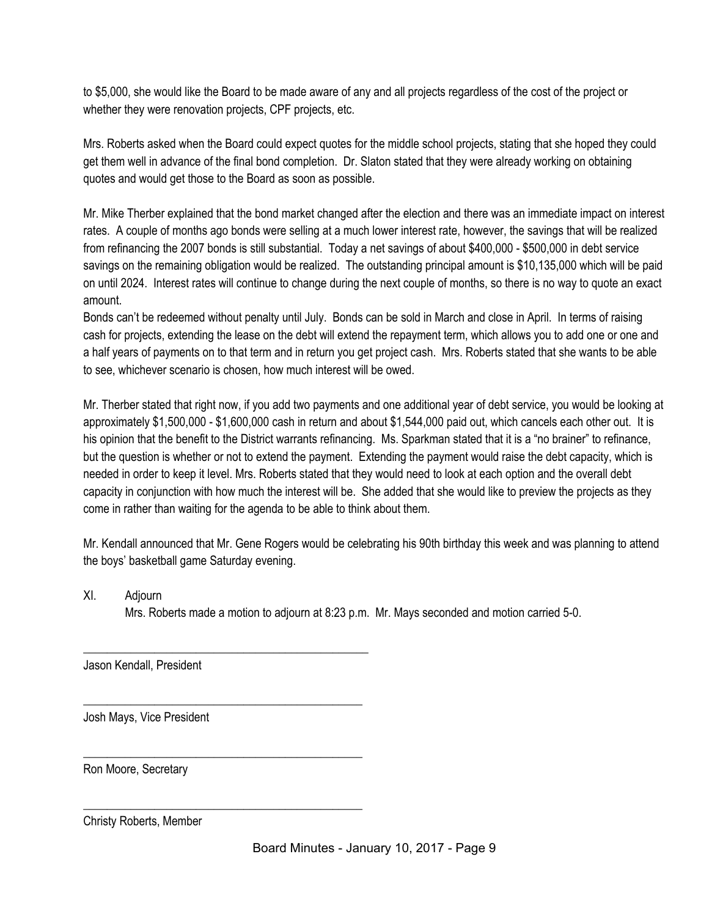to $5,000, she would like the Board to be made aware of any and all projects regardless of the cost of the project or whether they were renovation projects, CPF projects, etc.

Mrs. Roberts asked when the Board could expect quotes for the middle school projects, stating that she hoped they could get them well in advance of the final bond completion. Dr. Slaton stated that they were already working on obtaining quotes and would get those to the Board as soon as possible.

Mr. Mike Therber explained that the bond market changed after the election and there was an immediate impact on interest rates. A couple of months ago bonds were selling at a much lower interest rate, however, the savings that will be realized from refinancing the 2007 bonds is still substantial. Today a net savings of about $400,000 - $500,000 in debt service savings on the remaining obligation would be realized. The outstanding principal amount is $10,135,000 which will be paid on until 2024. Interest rates will continue to change during the next couple of months, so there is no way to quote an exact amount.
Bonds can't be redeemed without penalty until July. Bonds can be sold in March and close in April. In terms of raising cash for projects, extending the lease on the debt will extend the repayment term, which allows you to add one or one and a half years of payments on to that term and in return you get project cash. Mrs. Roberts stated that she wants to be able to see, whichever scenario is chosen, how much interest will be owed.

Mr. Therber stated that right now, if you add two payments and one additional year of debt service, you would be looking at approximately $1,500,000 - $1,600,000 cash in return and about $1,544,000 paid out, which cancels each other out. It is his opinion that the benefit to the District warrants refinancing. Ms. Sparkman stated that it is a "no brainer" to refinance, but the question is whether or not to extend the payment. Extending the payment would raise the debt capacity, which is needed in order to keep it level. Mrs. Roberts stated that they would need to look at each option and the overall debt capacity in conjunction with how much the interest will be. She added that she would like to preview the projects as they come in rather than waiting for the agenda to be able to think about them.

Mr. Kendall announced that Mr. Gene Rogers would be celebrating his 90th birthday this week and was planning to attend the boys' basketball game Saturday evening.

XI. Adjourn

Mrs. Roberts made a motion to adjourn at 8:23 p.m. Mr. Mays seconded and motion carried 5-0.

\_\_\_\_\_\_\_\_\_\_\_\_\_\_\_\_\_\_\_\_\_\_\_\_\_\_\_\_\_\_\_\_\_\_\_\_\_\_\_\_

Jason Kendall, President

\_\_\_\_\_\_\_\_\_\_\_\_\_\_\_\_\_\_\_\_\_\_\_\_\_\_\_\_\_\_\_\_\_\_\_\_\_\_\_\_

Josh Mays, Vice President

\_\_\_\_\_\_\_\_\_\_\_\_\_\_\_\_\_\_\_\_\_\_\_\_\_\_\_\_\_\_\_\_\_\_\_\_\_\_\_\_

Ron Moore, Secretary

\_\_\_\_\_\_\_\_\_\_\_\_\_\_\_\_\_\_\_\_\_\_\_\_\_\_\_\_\_\_\_\_\_\_\_\_\_\_\_\_

Christy Roberts, Member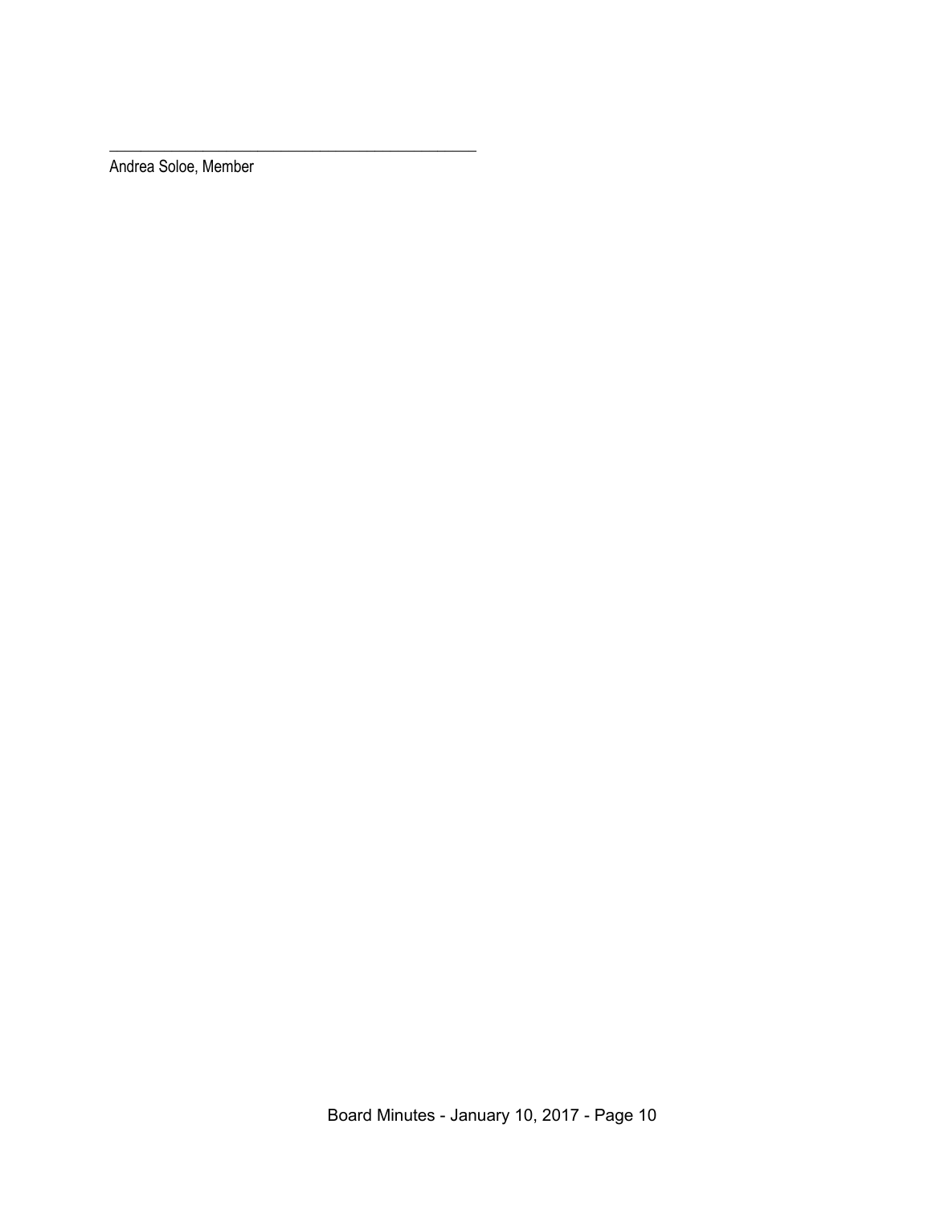\_\_\_\_\_\_\_\_\_\_\_\_\_\_\_\_\_\_\_\_\_\_\_\_\_\_\_\_\_\_\_\_\_\_\_\_\_\_\_\_\_\_\_\_\_\_\_\_

Andrea Soloe, Member